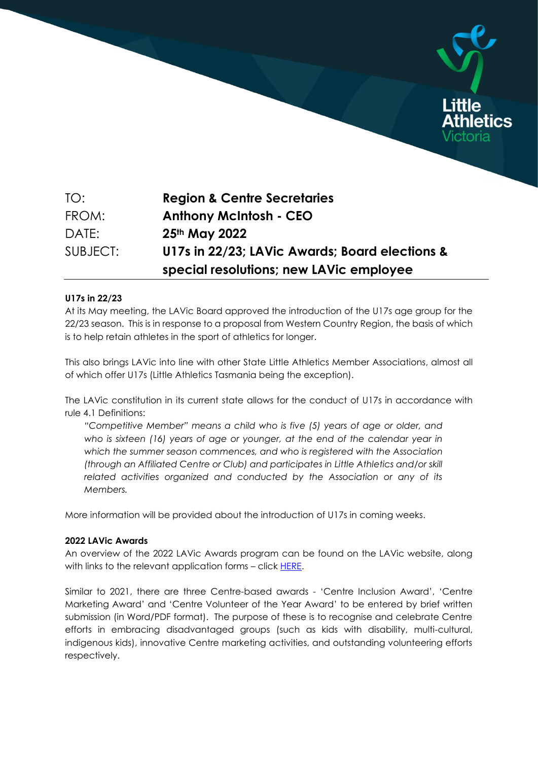Little Athletics Victoria

| | |
|---|---|
| TO: | **Region & Centre Secretaries** |
| FROM: | **Anthony McIntosh - CEO** |
| DATE: | **25th May 2022** |
| SUBJECT: | **U17s in 22/23; LAVic Awards; Board elections & special resolutions; new LAVic employee** |

**U17s in 22/23**

At its May meeting, the LAVic Board approved the introduction of the U17s age group for the 22/23 season. This is in response to a proposal from Western Country Region, the basis of which is to help retain athletes in the sport of athletics for longer.

This also brings LAVic into line with other State Little Athletics Member Associations, almost all of which offer U17s (Little Athletics Tasmania being the exception).

The LAVic constitution in its current state allows for the conduct of U17s in accordance with rule 4.1 Definitions:

> *"Competitive Member" means a child who is five (5) years of age or older, and who is sixteen (16) years of age or younger, at the end of the calendar year in which the summer season commences, and who is registered with the Association (through an Affiliated Centre or Club) and participates in Little Athletics and/or skill related activities organized and conducted by the Association or any of its Members.*

More information will be provided about the introduction of U17s in coming weeks.

**2022 LAVic Awards**

An overview of the 2022 LAVic Awards program can be found on the LAVic website, along with links to the relevant application forms – click HERE.

Similar to 2021, there are three Centre-based awards - 'Centre Inclusion Award', 'Centre Marketing Award' and 'Centre Volunteer of the Year Award' to be entered by brief written submission (in Word/PDF format). The purpose of these is to recognise and celebrate Centre efforts in embracing disadvantaged groups (such as kids with disability, multi-cultural, indigenous kids), innovative Centre marketing activities, and outstanding volunteering efforts respectively.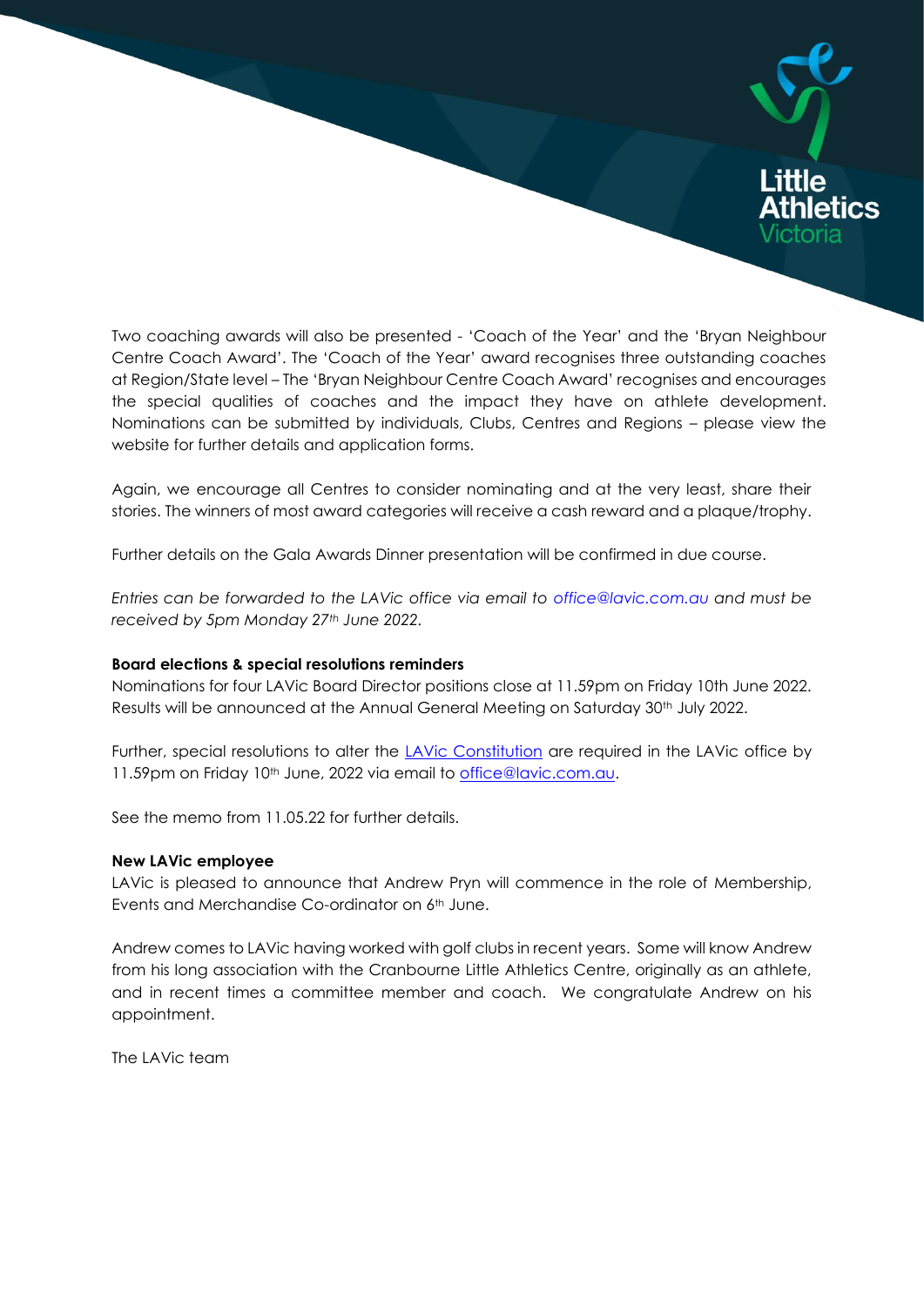Two coaching awards will also be presented - 'Coach of the Year' and the 'Bryan Neighbour Centre Coach Award'. The 'Coach of the Year' award recognises three outstanding coaches at Region/State level – The 'Bryan Neighbour Centre Coach Award' recognises and encourages the special qualities of coaches and the impact they have on athlete development. Nominations can be submitted by individuals, Clubs, Centres and Regions – please view the website for further details and application forms.

Again, we encourage all Centres to consider nominating and at the very least, share their stories. The winners of most award categories will receive a cash reward and a plaque/trophy.

Further details on the Gala Awards Dinner presentation will be confirmed in due course.

*Entries can be forwarded to the LAVic office via email to office@lavic.com.au and must be received by 5pm Monday 27th June 2022.*

**Board elections & special resolutions reminders**
Nominations for four LAVic Board Director positions close at 11.59pm on Friday 10th June 2022. Results will be announced at the Annual General Meeting on Saturday 30th July 2022.

Further, special resolutions to alter the LAVic Constitution are required in the LAVic office by 11.59pm on Friday 10th June, 2022 via email to office@lavic.com.au.

See the memo from 11.05.22 for further details.

**New LAVic employee**
LAVic is pleased to announce that Andrew Pryn will commence in the role of Membership, Events and Merchandise Co-ordinator on 6th June.

Andrew comes to LAVic having worked with golf clubs in recent years. Some will know Andrew from his long association with the Cranbourne Little Athletics Centre, originally as an athlete, and in recent times a committee member and coach. We congratulate Andrew on his appointment.

The LAVic team